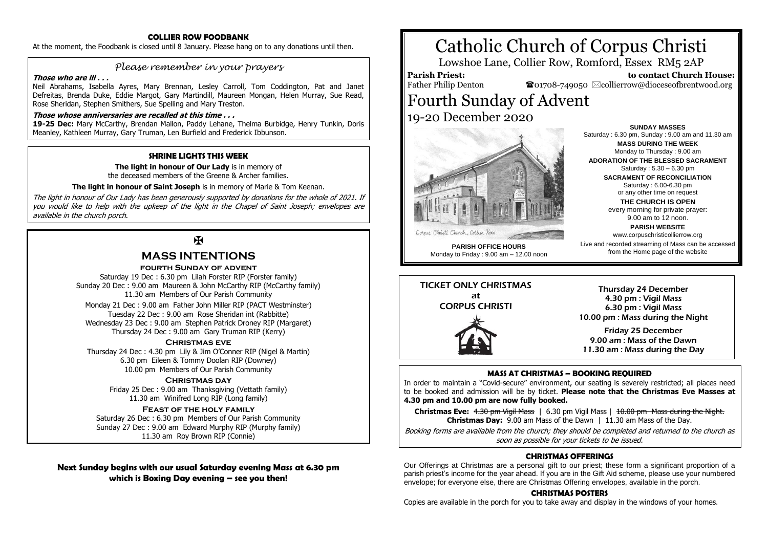# Catholic Church of Corpus Christi

Lowshoe Lane, Collier Row, Romford, Essex RM5 2AP

**Parish Priest:** Father Philip Denton

**to contact Church House:** ☎01708-749050 ✉collierrow@dioceseofbrentwood.org

# Fourth Sunday of Advent

19-20 December 2020

Corpus Christi Church, Collier Row

**PARISH OFFICE HOURS**
Monday to Friday : 9.00 am – 12.00 noon

**SUNDAY MASSES**
Saturday : 6.30 pm, Sunday : 9.00 am and 11.30 am

**MASS DURING THE WEEK**
Monday to Thursday : 9.00 am

**ADORATION OF THE BLESSED SACRAMENT**
Saturday : 5.30 – 6.30 pm

**SACRAMENT OF RECONCILIATION**
Saturday : 6.00-6.30 pm
or any other time on request

**THE CHURCH IS OPEN**
every morning for private prayer:
9.00 am to 12 noon.

**PARISH WEBSITE**
www.corpuschristicollierrow.org

Live and recorded streaming of Mass can be accessed from the Home page of the website

## TICKET ONLY CHRISTMAS at CORPUS CHRISTI

Thursday 24 December
4.30 pm : Vigil Mass
6.30 pm : Vigil Mass
10.00 pm : Mass during the Night

Friday 25 December
9.00 am : Mass of the Dawn
11.30 am : Mass during the Day

### MASS AT CHRISTMAS – BOOKING REQUIRED

In order to maintain a "Covid-secure" environment, our seating is severely restricted; all places need to be booked and admission will be by ticket. **Please note that the Christmas Eve Masses at 4.30 pm and 10.00 pm are now fully booked.**

**Christmas Eve:** ~~4.30 pm Vigil Mass~~ | 6.30 pm Vigil Mass | ~~10.00 pm Mass during the Night.~~
**Christmas Day:** 9.00 am Mass of the Dawn | 11.30 am Mass of the Day.

*Booking forms are available from the church; they should be completed and returned to the church as soon as possible for your tickets to be issued.*

### CHRISTMAS OFFERINGS

Our Offerings at Christmas are a personal gift to our priest; these form a significant proportion of a parish priest's income for the year ahead. If you are in the Gift Aid scheme, please use your numbered envelope; for everyone else, there are Christmas Offering envelopes, available in the porch.

### CHRISTMAS POSTERS

Copies are available in the porch for you to take away and display in the windows of your homes.

### COLLIER ROW FOODBANK

At the moment, the Foodbank is closed until 8 January. Please hang on to any donations until then.

## *Please remember in your prayers*

***Those who are ill . . .***

Neil Abrahams, Isabella Ayres, Mary Brennan, Lesley Carroll, Tom Coddington, Pat and Janet Defreitas, Brenda Duke, Eddie Margot, Gary Martindill, Maureen Mongan, Helen Murray, Sue Read, Rose Sheridan, Stephen Smithers, Sue Spelling and Mary Treston.

***Those whose anniversaries are recalled at this time . . .***

**19-25 Dec:** Mary McCarthy, Brendan Mallon, Paddy Lehane, Thelma Burbidge, Henry Tunkin, Doris Meanley, Kathleen Murray, Gary Truman, Len Burfield and Frederick Ibbunson.

### SHRINE LIGHTS THIS WEEK

**The light in honour of Our Lady** is in memory of the deceased members of the Greene & Archer families.

**The light in honour of Saint Joseph** is in memory of Marie & Tom Keenan.

*The light in honour of Our Lady has been generously supported by donations for the whole of 2021. If you would like to help with the upkeep of the light in the Chapel of Saint Joseph; envelopes are available in the church porch.*

✠

## MASS INTENTIONS

**FOURTH SUNDAY OF ADVENT**

Saturday 19 Dec : 6.30 pm Lilah Forster RIP (Forster family)
Sunday 20 Dec : 9.00 am Maureen & John McCarthy RIP (McCarthy family)
11.30 am Members of Our Parish Community

Monday 21 Dec : 9.00 am Father John Miller RIP (PACT Westminster)
Tuesday 22 Dec : 9.00 am Rose Sheridan int (Rabbitte)
Wednesday 23 Dec : 9.00 am Stephen Patrick Droney RIP (Margaret)
Thursday 24 Dec : 9.00 am Gary Truman RIP (Kerry)

**CHRISTMAS EVE**

Thursday 24 Dec : 4.30 pm Lily & Jim O'Conner RIP (Nigel & Martin)
6.30 pm Eileen & Tommy Doolan RIP (Downey)
10.00 pm Members of Our Parish Community

**CHRISTMAS DAY**

Friday 25 Dec : 9.00 am Thanksgiving (Vettath family)
11.30 am Winifred Long RIP (Long family)

**FEAST OF THE HOLY FAMILY**

Saturday 26 Dec : 6.30 pm Members of Our Parish Community
Sunday 27 Dec : 9.00 am Edward Murphy RIP (Murphy family)
11.30 am Roy Brown RIP (Connie)

**Next Sunday begins with our usual Saturday evening Mass at 6.30 pm which is Boxing Day evening – see you then!**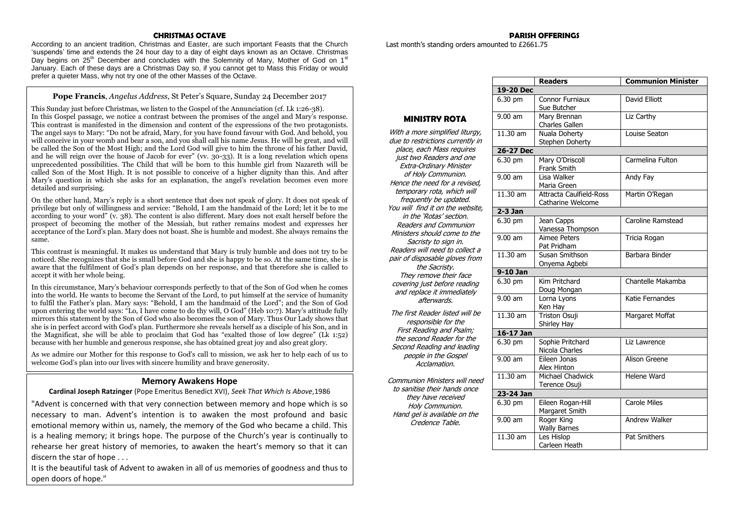## CHRISTMAS OCTAVE

According to an ancient tradition, Christmas and Easter, are such important Feasts that the Church 'suspends' time and extends the 24 hour day to a day of eight days known as an Octave. Christmas Day begins on 25th December and concludes with the Solemnity of Mary, Mother of God on 1st January. Each of these days are a Christmas Day so, if you cannot get to Mass this Friday or would prefer a quieter Mass, why not try one of the other Masses of the Octave.

**Pope Francis**, *Angelus Address,* St Peter's Square, Sunday 24 December 2017

This Sunday just before Christmas, we listen to the Gospel of the Annunciation (cf. Lk 1:26-38). In this Gospel passage, we notice a contrast between the promises of the angel and Mary's response. This contrast is manifested in the dimension and content of the expressions of the two protagonists. The angel says to Mary: "Do not be afraid, Mary, for you have found favour with God. And behold, you will conceive in your womb and bear a son, and you shall call his name Jesus. He will be great, and will be called the Son of the Most High; and the Lord God will give to him the throne of his father David, and he will reign over the house of Jacob for ever" (vv. 30-33). It is a long revelation which opens unprecedented possibilities. The Child that will be born to this humble girl from Nazareth will be called Son of the Most High. It is not possible to conceive of a higher dignity than this. And after Mary's question in which she asks for an explanation, the angel's revelation becomes even more detailed and surprising.

On the other hand, Mary's reply is a short sentence that does not speak of glory. It does not speak of privilege but only of willingness and service: "Behold, I am the handmaid of the Lord; let it be to me according to your word" (v. 38). The content is also different. Mary does not exalt herself before the prospect of becoming the mother of the Messiah, but rather remains modest and expresses her acceptance of the Lord's plan. Mary does not boast. She is humble and modest. She always remains the same.

This contrast is meaningful. It makes us understand that Mary is truly humble and does not try to be noticed. She recognizes that she is small before God and she is happy to be so. At the same time, she is aware that the fulfilment of God's plan depends on her response, and that therefore she is called to accept it with her whole being.

In this circumstance, Mary's behaviour corresponds perfectly to that of the Son of God when he comes into the world. He wants to become the Servant of the Lord, to put himself at the service of humanity to fulfil the Father's plan. Mary says: "Behold, I am the handmaid of the Lord"; and the Son of God upon entering the world says: "Lo, I have come to do thy will, O God" (Heb 10:7). Mary's attitude fully mirrors this statement by the Son of God who also becomes the son of Mary. Thus Our Lady shows that she is in perfect accord with God's plan. Furthermore she reveals herself as a disciple of his Son, and in the Magnificat, she will be able to proclaim that God has "exalted those of low degree" (Lk 1:52) because with her humble and generous response, she has obtained great joy and also great glory.

As we admire our Mother for this response to God's call to mission, we ask her to help each of us to welcome God's plan into our lives with sincere humility and brave generosity.

## Memory Awakens Hope

**Cardinal Joseph Ratzinger** (Pope Emeritus Benedict XVI), *Seek That Which Is Above*,1986

"Advent is concerned with that very connection between memory and hope which is so necessary to man. Advent's intention is to awaken the most profound and basic emotional memory within us, namely, the memory of the God who became a child. This is a healing memory; it brings hope. The purpose of the Church's year is continually to rehearse her great history of memories, to awaken the heart's memory so that it can discern the star of hope . . .

It is the beautiful task of Advent to awaken in all of us memories of goodness and thus to open doors of hope."

## PARISH OFFERINGS

Last month's standing orders amounted to £2661.75

## MINISTRY ROTA

*With a more simplified liturgy, due to restrictions currently in place, each Mass requires just two Readers and one Extra-Ordinary Minister of Holy Communion. Hence the need for a revised, temporary rota, which will frequently be updated. You will find it on the website, in the 'Rotas' section. Readers and Communion Ministers should come to the Sacristy to sign in. Readers will need to collect a pair of disposable gloves from the Sacristy. They remove their face covering just before reading and replace it immediately afterwards.*

*The first Reader listed will be responsible for the First Reading and Psalm; the second Reader for the Second Reading and leading people in the Gospel Acclamation.*

*Communion Ministers will need to sanitise their hands once they have received Holy Communion. Hand gel is available on the Credence Table.*

| | Readers | Communion Minister |
|---|---|---|
| **19-20 Dec** | | |
| 6.30 pm | Connor Furniaux<br>Sue Butcher | David Elliott |
| 9.00 am | Mary Brennan<br>Charles Gallen | Liz Carthy |
| 11.30 am | Nuala Doherty<br>Stephen Doherty | Louise Seaton |
| **26-27 Dec** | | |
| 6.30 pm | Mary O'Driscoll<br>Frank Smith | Carmelina Fulton |
| 9.00 am | Lisa Walker<br>Maria Green | Andy Fay |
| 11.30 am | Attracta Caulfield-Ross<br>Catharine Welcome | Martin O'Regan |
| **2-3 Jan** | | |
| 6.30 pm | Jean Capps<br>Vanessa Thompson | Caroline Ramstead |
| 9.00 am | Aimee Peters<br>Pat Pridham | Tricia Rogan |
| 11.30 am | Susan Smithson<br>Onyema Agbebi | Barbara Binder |
| **9-10 Jan** | | |
| 6.30 pm | Kim Pritchard<br>Doug Mongan | Chantelle Makamba |
| 9.00 am | Lorna Lyons<br>Ken Hay | Katie Fernandes |
| 11.30 am | Triston Osuji<br>Shirley Hay | Margaret Moffat |
| **16-17 Jan** | | |
| 6.30 pm | Sophie Pritchard<br>Nicola Charles | Liz Lawrence |
| 9.00 am | Eileen Jonas<br>Alex Hinton | Alison Greene |
| 11.30 am | Michael Chadwick<br>Terence Osuji | Helene Ward |
| **23-24 Jan** | | |
| 6.30 pm | Eileen Rogan-Hill<br>Margaret Smith | Carole Miles |
| 9.00 am | Roger King<br>Wally Barnes | Andrew Walker |
| 11.30 am | Les Hislop<br>Carleen Heath | Pat Smithers |